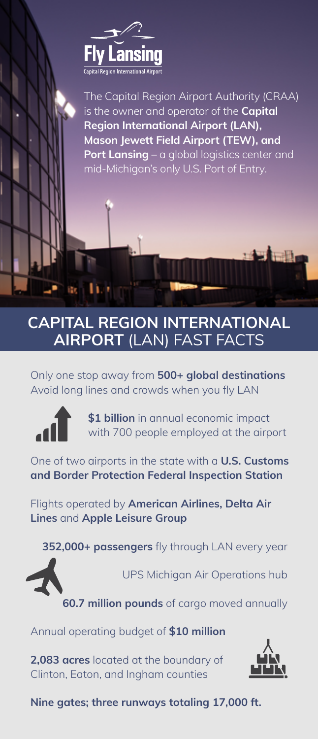**Fly Lansing**

Capital Region International Airport

The Capital Region Airport Authority (CRAA) is the owner and operator of the **Capital Region International Airport (LAN), Mason Jewett Field Airport (TEW), and Port Lansing** – a global logistics center and mid-Michigan's only U.S. Port of Entry.

## CAPITAL REGION INTERNATIONAL AIRPORT (LAN) FAST FACTS

Only one stop away from **500+ global destinations**
Avoid long lines and crowds when you fly LAN

**$1 billion** in annual economic impact with 700 people employed at the airport

One of two airports in the state with a **U.S. Customs and Border Protection Federal Inspection Station**

Flights operated by **American Airlines, Delta Air Lines** and **Apple Leisure Group**

**352,000+ passengers** fly through LAN every year

UPS Michigan Air Operations hub

**60.7 million pounds** of cargo moved annually

Annual operating budget of **$10 million**

**2,083 acres** located at the boundary of Clinton, Eaton, and Ingham counties

**Nine gates; three runways totaling 17,000 ft.**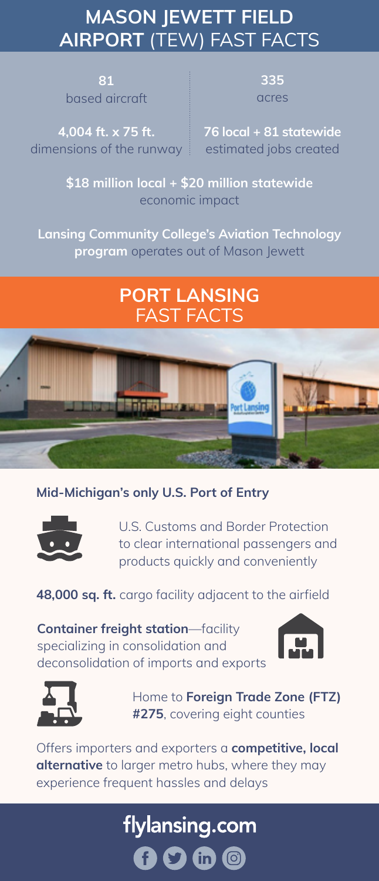# MASON JEWETT FIELD AIRPORT (TEW) FAST FACTS

**81**
based aircraft

**335**
acres

**4,004 ft. x 75 ft.**
dimensions of the runway

**76 local + 81 statewide**
estimated jobs created

**$18 million local + $20 million statewide**
economic impact

**Lansing Community College's Aviation Technology program** operates out of Mason Jewett

# PORT LANSING FAST FACTS

**Mid-Michigan's only U.S. Port of Entry**

U.S. Customs and Border Protection to clear international passengers and products quickly and conveniently

**48,000 sq. ft.** cargo facility adjacent to the airfield

**Container freight station**—facility specializing in consolidation and deconsolidation of imports and exports

Home to **Foreign Trade Zone (FTZ) #275**, covering eight counties

Offers importers and exporters a **competitive, local alternative** to larger metro hubs, where they may experience frequent hassles and delays

**flylansing.com**